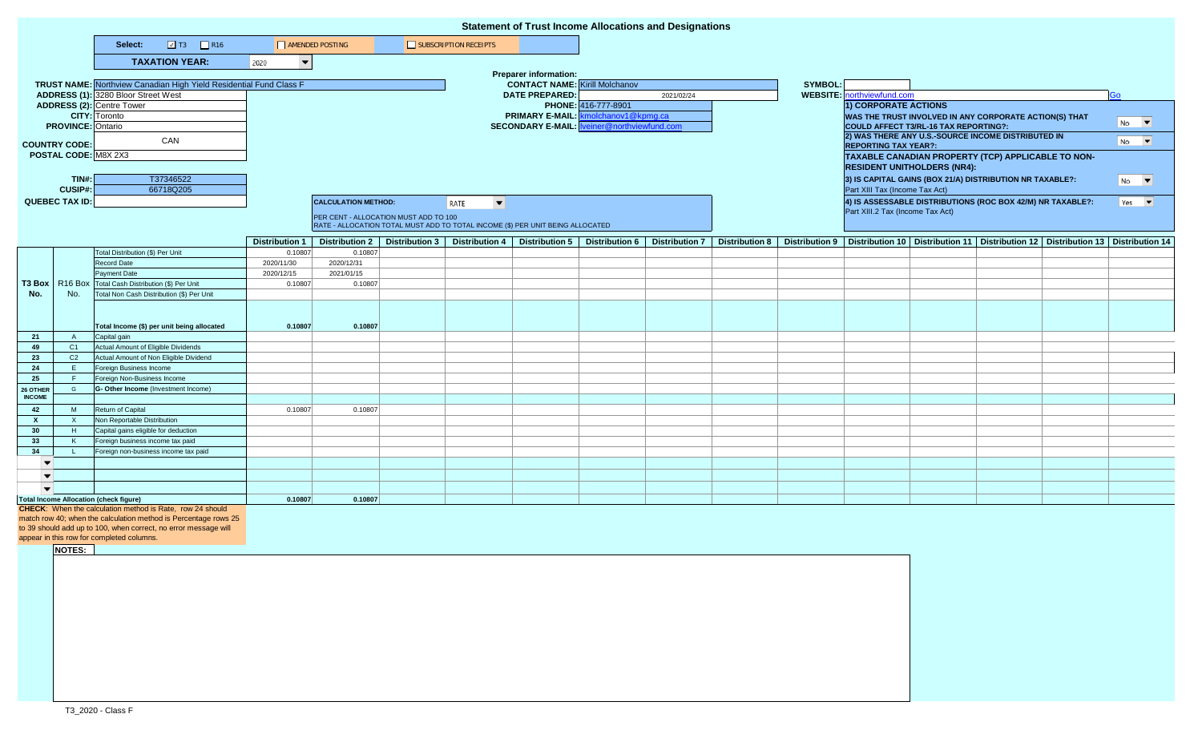# Statement of Trust Income Allocations and Designations

**Select:** ☑ T3 ☐ R16 ☐ AMENDED POSTING ☐ SUBSCRIPTION RECEIPTS

**TAXATION YEAR:** 2020

**TRUST NAME:** Northview Canadian High Yield Residential Fund Class F
**ADDRESS (1):** 3280 Bloor Street West
**ADDRESS (2):** Centre Tower
**CITY:** Toronto
**PROVINCE:** Ontario
**COUNTRY CODE:** CAN
**POSTAL CODE:** M8X 2X3

**TIN#:** T37346522
**CUSIP#:** 66718Q205
**QUEBEC TAX ID:**

**Preparer information:**
**CONTACT NAME:** Kirill Molchanov
**DATE PREPARED:** 2021/02/24
**PHONE:** 416-777-8901
**PRIMARY E-MAIL:** kmolchanov1@kpmg.ca
**SECONDARY E-MAIL:** lveiner@northviewfund.com

**SYMBOL:**
**WEBSITE:** northviewfund.com Go

**1) CORPORATE ACTIONS**
**WAS THE TRUST INVOLVED IN ANY CORPORATE ACTION(S) THAT COULD AFFECT T3/RL-16 TAX REPORTING?:** No
**2) WAS THERE ANY U.S.-SOURCE INCOME DISTRIBUTED IN REPORTING TAX YEAR?:** No
**TAXABLE CANADIAN PROPERTY (TCP) APPLICABLE TO NON-RESIDENT UNITHOLDERS (NR4):**
**3) IS CAPITAL GAINS (BOX 21/A) DISTRIBUTION NR TAXABLE?:** No
Part XIII Tax (Income Tax Act)
**4) IS ASSESSABLE DISTRIBUTIONS (ROC BOX 42/M) NR TAXABLE?:** Yes
Part XIII.2 Tax (Income Tax Act)

**CALCULATION METHOD:** RATE
PER CENT - ALLOCATION MUST ADD TO 100
RATE - ALLOCATION TOTAL MUST ADD TO TOTAL INCOME ($) PER UNIT BEING ALLOCATED

| T3 Box No. | R16 Box No. | | Distribution 1 | Distribution 2 | Distribution 3 | Distribution 4 | Distribution 5 | Distribution 6 | Distribution 7 | Distribution 8 | Distribution 9 | Distribution 10 | Distribution 11 | Distribution 12 | Distribution 13 | Distribution 14 |
|---|---|---|---|---|---|---|---|---|---|---|---|---|---|---|---|---|
| | | Total Distribution ($) Per Unit | 0.10807 | 0.10807 | | | | | | | | | | | | |
| | | Record Date | 2020/11/30 | 2020/12/31 | | | | | | | | | | | | |
| | | Payment Date | 2020/12/15 | 2021/01/15 | | | | | | | | | | | | |
| | | Total Cash Distribution ($) Per Unit | 0.10807 | 0.10807 | | | | | | | | | | | | |
| | | Total Non Cash Distribution ($) Per Unit | | | | | | | | | | | | | | |
| | | **Total Income ($) per unit being allocated** | **0.10807** | **0.10807** | | | | | | | | | | | | |
| 21 | A | Capital gain | | | | | | | | | | | | | | |
| 49 | C1 | Actual Amount of Eligible Dividends | | | | | | | | | | | | | | |
| 23 | C2 | Actual Amount of Non Eligible Dividend | | | | | | | | | | | | | | |
| 24 | E | Foreign Business Income | | | | | | | | | | | | | | |
| 25 | F | Foreign Non-Business Income | | | | | | | | | | | | | | |
| 26 OTHER INCOME | G | **G- Other Income** (Investment Income) | | | | | | | | | | | | | | |
| 42 | M | Return of Capital | 0.10807 | 0.10807 | | | | | | | | | | | | |
| X | X | Non Reportable Distribution | | | | | | | | | | | | | | |
| 30 | H | Capital gains eligible for deduction | | | | | | | | | | | | | | |
| 33 | K | Foreign business income tax paid | | | | | | | | | | | | | | |
| 34 | L | Foreign non-business income tax paid | | | | | | | | | | | | | | |
| **Total Income Allocation (check figure)** | | | **0.10807** | **0.10807** | | | | | | | | | | | | |

**CHECK**: When the calculation method is Rate, row 24 should match row 40; when the calculation method is Percentage rows 25 to 39 should add up to 100, when correct, no error message will appear in this row for completed columns.

**NOTES:**

T3_2020 - Class F